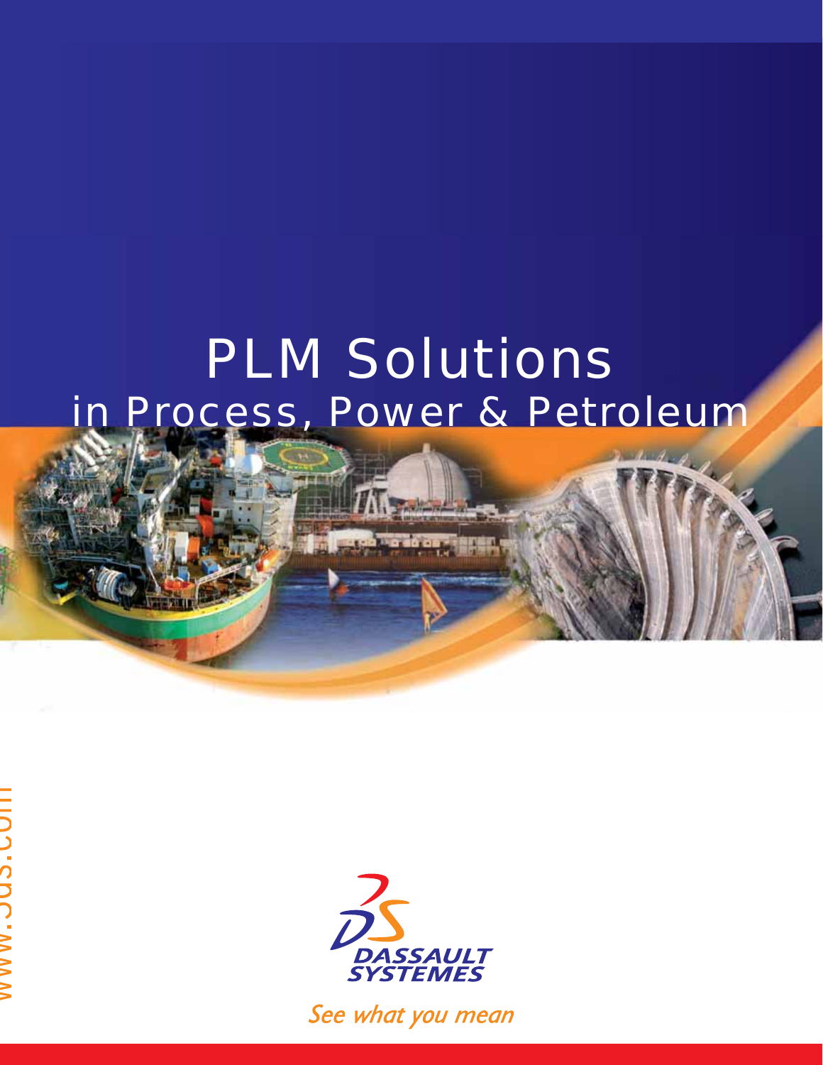# PLM Solutions

## in Process, Power & Petroleum

www.3ds.com

DASSAULT SYSTEMES

*See what you mean*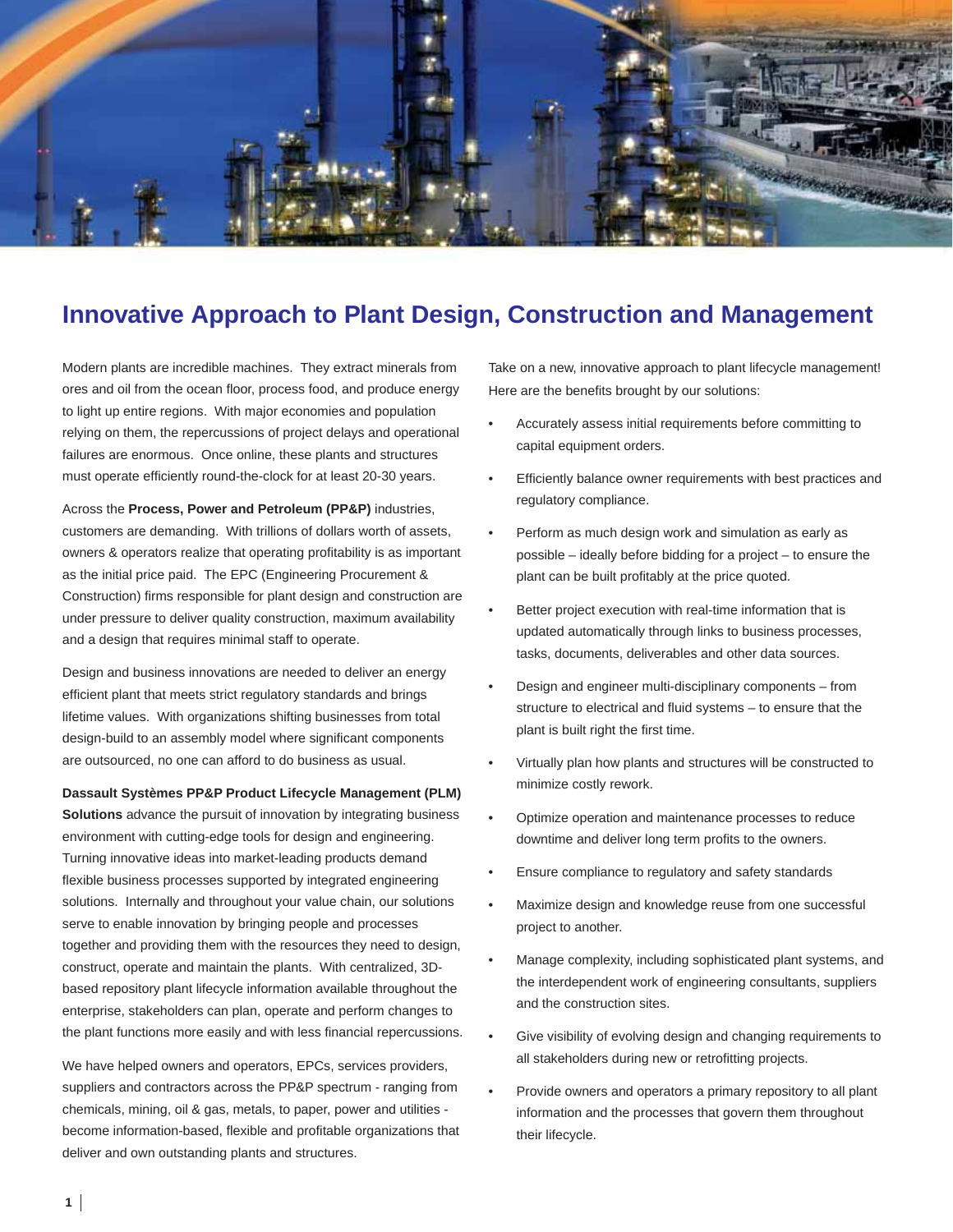# Innovative Approach to Plant Design, Construction and Management

Modern plants are incredible machines. They extract minerals from ores and oil from the ocean floor, process food, and produce energy to light up entire regions. With major economies and population relying on them, the repercussions of project delays and operational failures are enormous. Once online, these plants and structures must operate efficiently round-the-clock for at least 20-30 years.

Across the **Process, Power and Petroleum (PP&P)** industries, customers are demanding. With trillions of dollars worth of assets, owners & operators realize that operating profitability is as important as the initial price paid. The EPC (Engineering Procurement & Construction) firms responsible for plant design and construction are under pressure to deliver quality construction, maximum availability and a design that requires minimal staff to operate.

Design and business innovations are needed to deliver an energy efficient plant that meets strict regulatory standards and brings lifetime values. With organizations shifting businesses from total design-build to an assembly model where significant components are outsourced, no one can afford to do business as usual.

**Dassault Systèmes PP&P Product Lifecycle Management (PLM) Solutions** advance the pursuit of innovation by integrating business environment with cutting-edge tools for design and engineering. Turning innovative ideas into market-leading products demand flexible business processes supported by integrated engineering solutions. Internally and throughout your value chain, our solutions serve to enable innovation by bringing people and processes together and providing them with the resources they need to design, construct, operate and maintain the plants. With centralized, 3D-based repository plant lifecycle information available throughout the enterprise, stakeholders can plan, operate and perform changes to the plant functions more easily and with less financial repercussions.

We have helped owners and operators, EPCs, services providers, suppliers and contractors across the PP&P spectrum - ranging from chemicals, mining, oil & gas, metals, to paper, power and utilities - become information-based, flexible and profitable organizations that deliver and own outstanding plants and structures.

Take on a new, innovative approach to plant lifecycle management! Here are the benefits brought by our solutions:

- Accurately assess initial requirements before committing to capital equipment orders.
- Efficiently balance owner requirements with best practices and regulatory compliance.
- Perform as much design work and simulation as early as possible – ideally before bidding for a project – to ensure the plant can be built profitably at the price quoted.
- Better project execution with real-time information that is updated automatically through links to business processes, tasks, documents, deliverables and other data sources.
- Design and engineer multi-disciplinary components – from structure to electrical and fluid systems – to ensure that the plant is built right the first time.
- Virtually plan how plants and structures will be constructed to minimize costly rework.
- Optimize operation and maintenance processes to reduce downtime and deliver long term profits to the owners.
- Ensure compliance to regulatory and safety standards
- Maximize design and knowledge reuse from one successful project to another.
- Manage complexity, including sophisticated plant systems, and the interdependent work of engineering consultants, suppliers and the construction sites.
- Give visibility of evolving design and changing requirements to all stakeholders during new or retrofitting projects.
- Provide owners and operators a primary repository to all plant information and the processes that govern them throughout their lifecycle.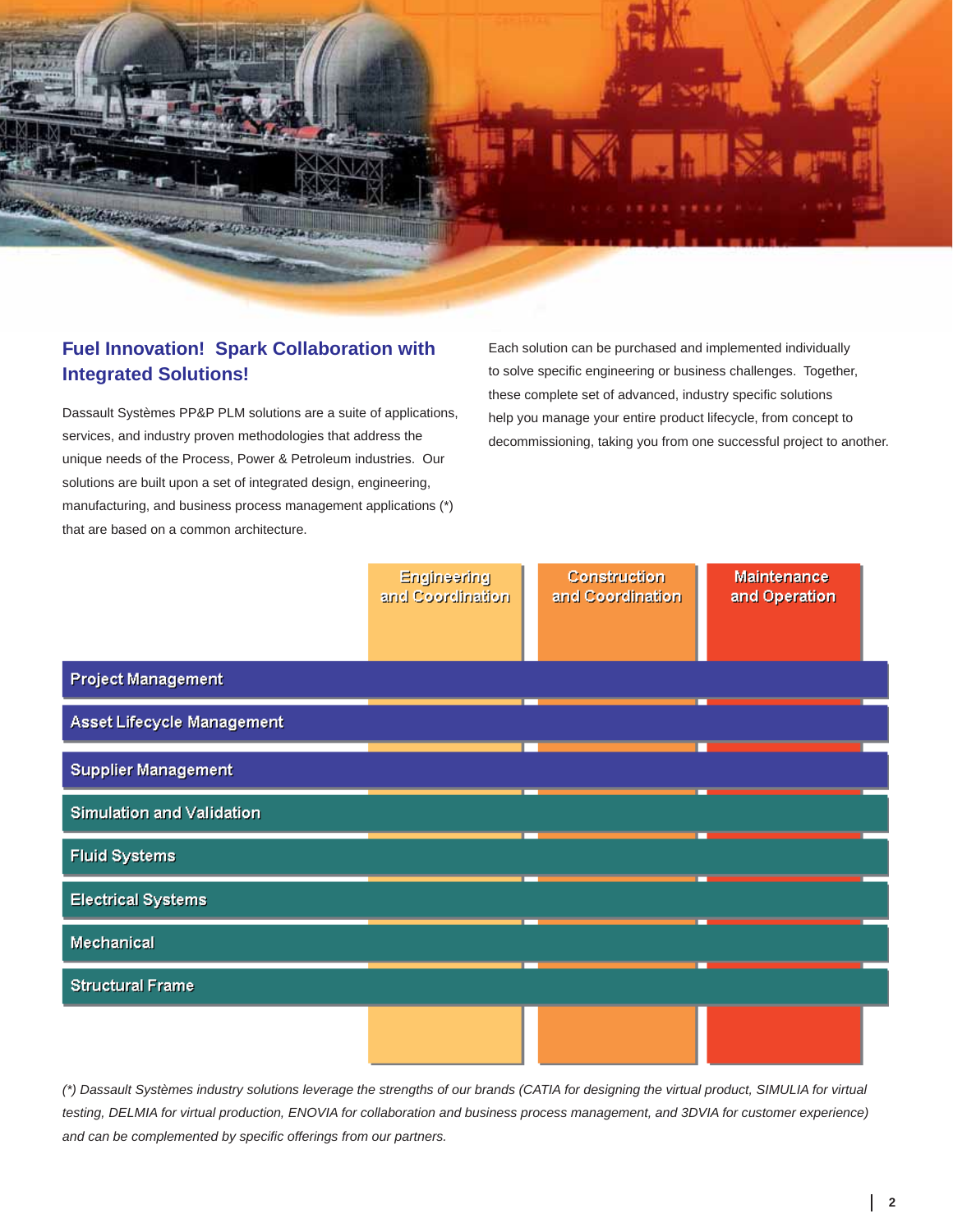## Fuel Innovation! Spark Collaboration with Integrated Solutions!

Dassault Systèmes PP&P PLM solutions are a suite of applications, services, and industry proven methodologies that address the unique needs of the Process, Power & Petroleum industries. Our solutions are built upon a set of integrated design, engineering, manufacturing, and business process management applications (*) that are based on a common architecture.

Each solution can be purchased and implemented individually to solve specific engineering or business challenges. Together, these complete set of advanced, industry specific solutions help you manage your entire product lifecycle, from concept to decommissioning, taking you from one successful project to another.

| | Engineering and Coordination | Construction and Coordination | Maintenance and Operation |
|---|---|---|---|
| Project Management | | | |
| Asset Lifecycle Management | | | |
| Supplier Management | | | |
| Simulation and Validation | | | |
| Fluid Systems | | | |
| Electrical Systems | | | |
| Mechanical | | | |
| Structural Frame | | | |

*(*) Dassault Systèmes industry solutions leverage the strengths of our brands (CATIA for designing the virtual product, SIMULIA for virtual testing, DELMIA for virtual production, ENOVIA for collaboration and business process management, and 3DVIA for customer experience) and can be complemented by specific offerings from our partners.*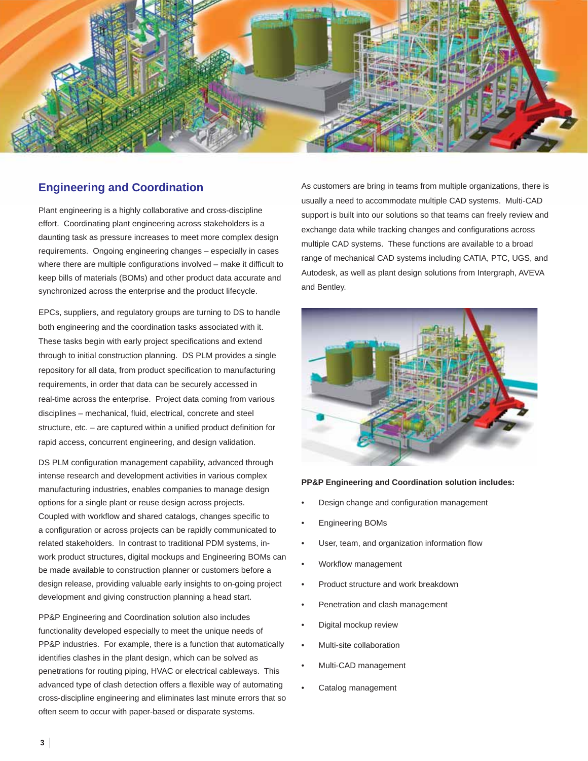## Engineering and Coordination

Plant engineering is a highly collaborative and cross-discipline effort. Coordinating plant engineering across stakeholders is a daunting task as pressure increases to meet more complex design requirements. Ongoing engineering changes – especially in cases where there are multiple configurations involved – make it difficult to keep bills of materials (BOMs) and other product data accurate and synchronized across the enterprise and the product lifecycle.

EPCs, suppliers, and regulatory groups are turning to DS to handle both engineering and the coordination tasks associated with it. These tasks begin with early project specifications and extend through to initial construction planning. DS PLM provides a single repository for all data, from product specification to manufacturing requirements, in order that data can be securely accessed in real-time across the enterprise. Project data coming from various disciplines – mechanical, fluid, electrical, concrete and steel structure, etc. – are captured within a unified product definition for rapid access, concurrent engineering, and design validation.

DS PLM configuration management capability, advanced through intense research and development activities in various complex manufacturing industries, enables companies to manage design options for a single plant or reuse design across projects. Coupled with workflow and shared catalogs, changes specific to a configuration or across projects can be rapidly communicated to related stakeholders. In contrast to traditional PDM systems, in-work product structures, digital mockups and Engineering BOMs can be made available to construction planner or customers before a design release, providing valuable early insights to on-going project development and giving construction planning a head start.

PP&P Engineering and Coordination solution also includes functionality developed especially to meet the unique needs of PP&P industries. For example, there is a function that automatically identifies clashes in the plant design, which can be solved as penetrations for routing piping, HVAC or electrical cableways. This advanced type of clash detection offers a flexible way of automating cross-discipline engineering and eliminates last minute errors that so often seem to occur with paper-based or disparate systems.

As customers are bring in teams from multiple organizations, there is usually a need to accommodate multiple CAD systems. Multi-CAD support is built into our solutions so that teams can freely review and exchange data while tracking changes and configurations across multiple CAD systems. These functions are available to a broad range of mechanical CAD systems including CATIA, PTC, UGS, and Autodesk, as well as plant design solutions from Intergraph, AVEVA and Bentley.

**PP&P Engineering and Coordination solution includes:**

- Design change and configuration management
- Engineering BOMs
- User, team, and organization information flow
- Workflow management
- Product structure and work breakdown
- Penetration and clash management
- Digital mockup review
- Multi-site collaboration
- Multi-CAD management
- Catalog management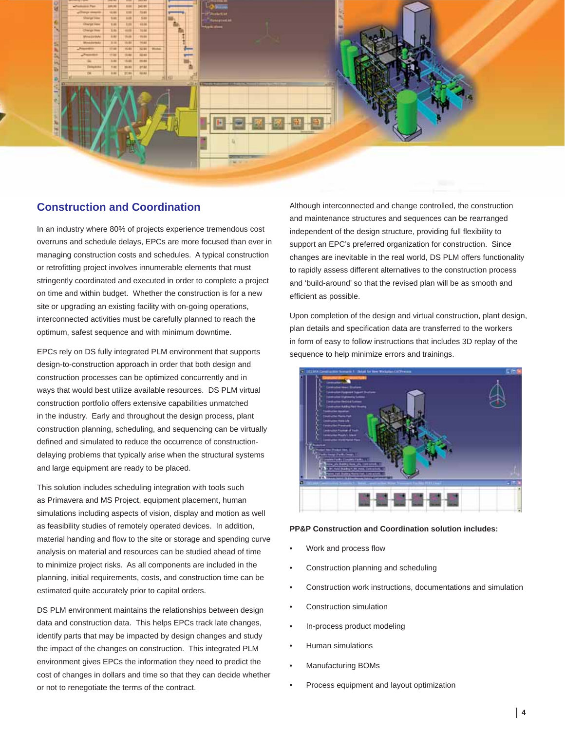## Construction and Coordination

In an industry where 80% of projects experience tremendous cost overruns and schedule delays, EPCs are more focused than ever in managing construction costs and schedules. A typical construction or retrofitting project involves innumerable elements that must stringently coordinated and executed in order to complete a project on time and within budget. Whether the construction is for a new site or upgrading an existing facility with on-going operations, interconnected activities must be carefully planned to reach the optimum, safest sequence and with minimum downtime.

EPCs rely on DS fully integrated PLM environment that supports design-to-construction approach in order that both design and construction processes can be optimized concurrently and in ways that would best utilize available resources. DS PLM virtual construction portfolio offers extensive capabilities unmatched in the industry. Early and throughout the design process, plant construction planning, scheduling, and sequencing can be virtually defined and simulated to reduce the occurrence of construction-delaying problems that typically arise when the structural systems and large equipment are ready to be placed.

This solution includes scheduling integration with tools such as Primavera and MS Project, equipment placement, human simulations including aspects of vision, display and motion as well as feasibility studies of remotely operated devices. In addition, material handing and flow to the site or storage and spending curve analysis on material and resources can be studied ahead of time to minimize project risks. As all components are included in the planning, initial requirements, costs, and construction time can be estimated quite accurately prior to capital orders.

DS PLM environment maintains the relationships between design data and construction data. This helps EPCs track late changes, identify parts that may be impacted by design changes and study the impact of the changes on construction. This integrated PLM environment gives EPCs the information they need to predict the cost of changes in dollars and time so that they can decide whether or not to renegotiate the terms of the contract.

Although interconnected and change controlled, the construction and maintenance structures and sequences can be rearranged independent of the design structure, providing full flexibility to support an EPC's preferred organization for construction. Since changes are inevitable in the real world, DS PLM offers functionality to rapidly assess different alternatives to the construction process and 'build-around' so that the revised plan will be as smooth and efficient as possible.

Upon completion of the design and virtual construction, plant design, plan details and specification data are transferred to the workers in form of easy to follow instructions that includes 3D replay of the sequence to help minimize errors and trainings.

**PP&P Construction and Coordination solution includes:**

- Work and process flow
- Construction planning and scheduling
- Construction work instructions, documentations and simulation
- Construction simulation
- In-process product modeling
- Human simulations
- Manufacturing BOMs
- Process equipment and layout optimization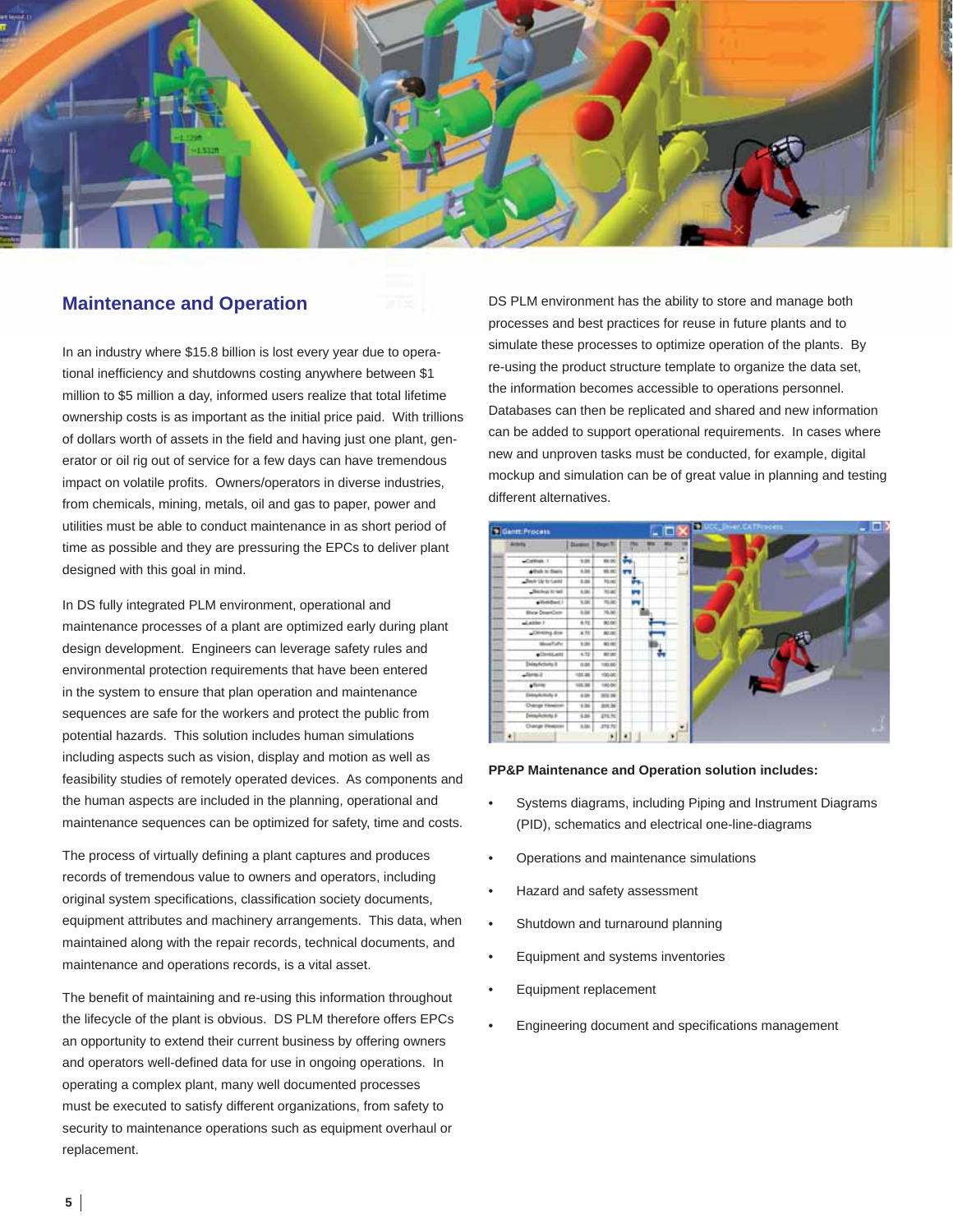## Maintenance and Operation

In an industry where $15.8 billion is lost every year due to operational inefficiency and shutdowns costing anywhere between $1 million to $5 million a day, informed users realize that total lifetime ownership costs is as important as the initial price paid. With trillions of dollars worth of assets in the field and having just one plant, generator or oil rig out of service for a few days can have tremendous impact on volatile profits. Owners/operators in diverse industries, from chemicals, mining, metals, oil and gas to paper, power and utilities must be able to conduct maintenance in as short period of time as possible and they are pressuring the EPCs to deliver plant designed with this goal in mind.

In DS fully integrated PLM environment, operational and maintenance processes of a plant are optimized early during plant design development. Engineers can leverage safety rules and environmental protection requirements that have been entered in the system to ensure that plan operation and maintenance sequences are safe for the workers and protect the public from potential hazards. This solution includes human simulations including aspects such as vision, display and motion as well as feasibility studies of remotely operated devices. As components and the human aspects are included in the planning, operational and maintenance sequences can be optimized for safety, time and costs.

The process of virtually defining a plant captures and produces records of tremendous value to owners and operators, including original system specifications, classification society documents, equipment attributes and machinery arrangements. This data, when maintained along with the repair records, technical documents, and maintenance and operations records, is a vital asset.

The benefit of maintaining and re-using this information throughout the lifecycle of the plant is obvious. DS PLM therefore offers EPCs an opportunity to extend their current business by offering owners and operators well-defined data for use in ongoing operations. In operating a complex plant, many well documented processes must be executed to satisfy different organizations, from safety to security to maintenance operations such as equipment overhaul or replacement.

DS PLM environment has the ability to store and manage both processes and best practices for reuse in future plants and to simulate these processes to optimize operation of the plants. By re-using the product structure template to organize the data set, the information becomes accessible to operations personnel. Databases can then be replicated and shared and new information can be added to support operational requirements. In cases where new and unproven tasks must be conducted, for example, digital mockup and simulation can be of great value in planning and testing different alternatives.

**PP&P Maintenance and Operation solution includes:**

- Systems diagrams, including Piping and Instrument Diagrams (PID), schematics and electrical one-line-diagrams
- Operations and maintenance simulations
- Hazard and safety assessment
- Shutdown and turnaround planning
- Equipment and systems inventories
- Equipment replacement
- Engineering document and specifications management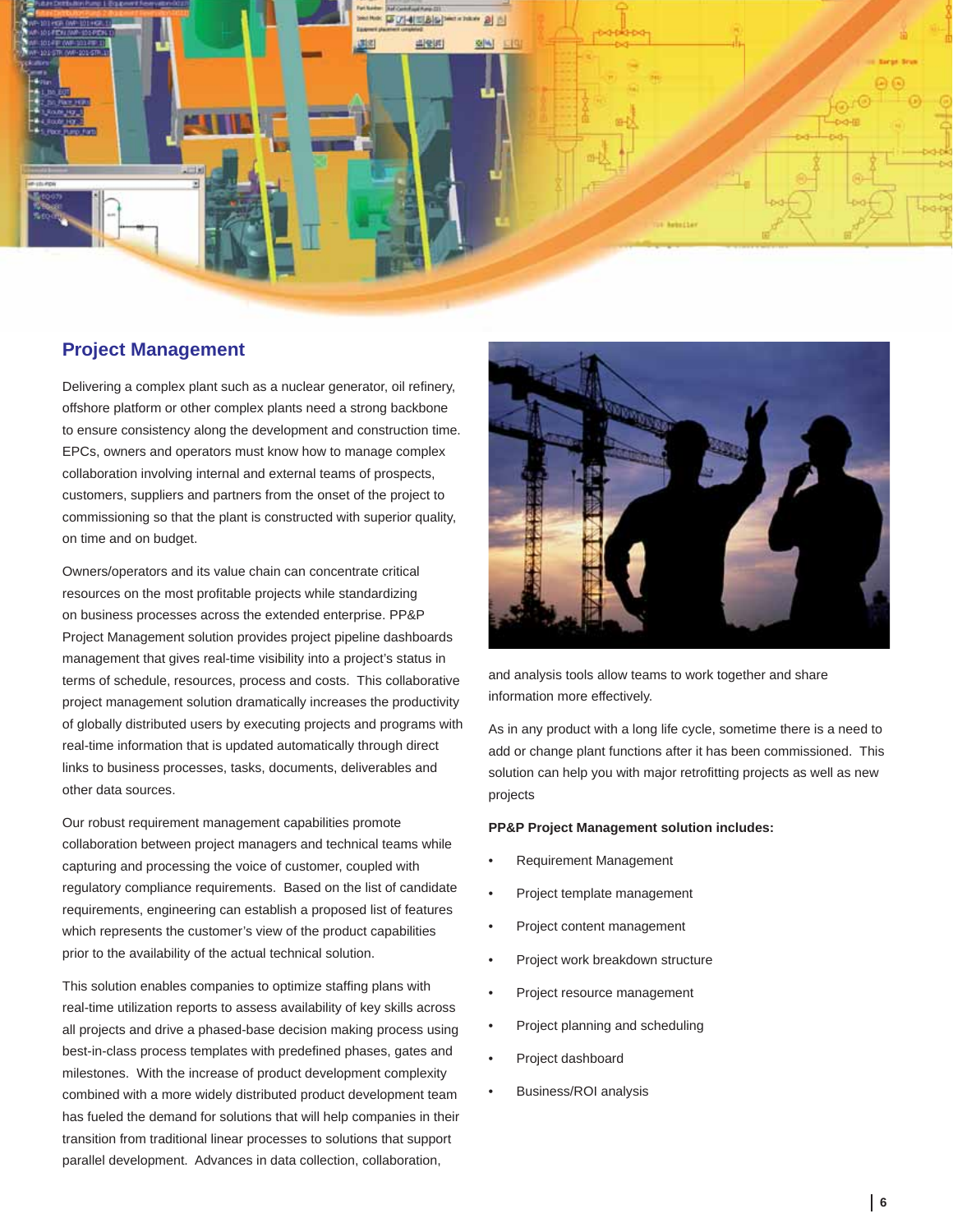## Project Management

Delivering a complex plant such as a nuclear generator, oil refinery, offshore platform or other complex plants need a strong backbone to ensure consistency along the development and construction time. EPCs, owners and operators must know how to manage complex collaboration involving internal and external teams of prospects, customers, suppliers and partners from the onset of the project to commissioning so that the plant is constructed with superior quality, on time and on budget.

Owners/operators and its value chain can concentrate critical resources on the most profitable projects while standardizing on business processes across the extended enterprise. PP&P Project Management solution provides project pipeline dashboards management that gives real-time visibility into a project's status in terms of schedule, resources, process and costs. This collaborative project management solution dramatically increases the productivity of globally distributed users by executing projects and programs with real-time information that is updated automatically through direct links to business processes, tasks, documents, deliverables and other data sources.

Our robust requirement management capabilities promote collaboration between project managers and technical teams while capturing and processing the voice of customer, coupled with regulatory compliance requirements. Based on the list of candidate requirements, engineering can establish a proposed list of features which represents the customer's view of the product capabilities prior to the availability of the actual technical solution.

This solution enables companies to optimize staffing plans with real-time utilization reports to assess availability of key skills across all projects and drive a phased-base decision making process using best-in-class process templates with predefined phases, gates and milestones. With the increase of product development complexity combined with a more widely distributed product development team has fueled the demand for solutions that will help companies in their transition from traditional linear processes to solutions that support parallel development. Advances in data collection, collaboration, and analysis tools allow teams to work together and share information more effectively.

As in any product with a long life cycle, sometime there is a need to add or change plant functions after it has been commissioned. This solution can help you with major retrofitting projects as well as new projects

**PP&P Project Management solution includes:**

- Requirement Management
- Project template management
- Project content management
- Project work breakdown structure
- Project resource management
- Project planning and scheduling
- Project dashboard
- Business/ROI analysis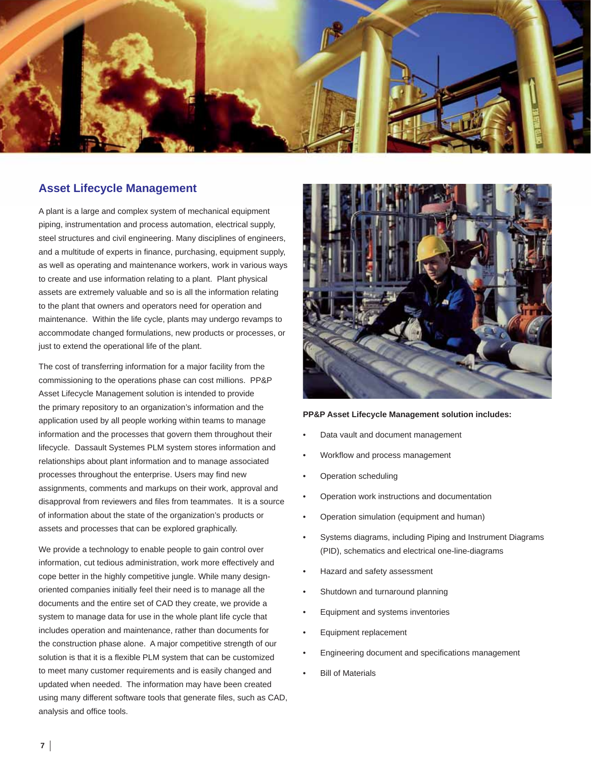## Asset Lifecycle Management

A plant is a large and complex system of mechanical equipment piping, instrumentation and process automation, electrical supply, steel structures and civil engineering. Many disciplines of engineers, and a multitude of experts in finance, purchasing, equipment supply, as well as operating and maintenance workers, work in various ways to create and use information relating to a plant. Plant physical assets are extremely valuable and so is all the information relating to the plant that owners and operators need for operation and maintenance. Within the life cycle, plants may undergo revamps to accommodate changed formulations, new products or processes, or just to extend the operational life of the plant.

The cost of transferring information for a major facility from the commissioning to the operations phase can cost millions. PP&P Asset Lifecycle Management solution is intended to provide the primary repository to an organization's information and the application used by all people working within teams to manage information and the processes that govern them throughout their lifecycle. Dassault Systemes PLM system stores information and relationships about plant information and to manage associated processes throughout the enterprise. Users may find new assignments, comments and markups on their work, approval and disapproval from reviewers and files from teammates. It is a source of information about the state of the organization's products or assets and processes that can be explored graphically.

We provide a technology to enable people to gain control over information, cut tedious administration, work more effectively and cope better in the highly competitive jungle. While many design-oriented companies initially feel their need is to manage all the documents and the entire set of CAD they create, we provide a system to manage data for use in the whole plant life cycle that includes operation and maintenance, rather than documents for the construction phase alone. A major competitive strength of our solution is that it is a flexible PLM system that can be customized to meet many customer requirements and is easily changed and updated when needed. The information may have been created using many different software tools that generate files, such as CAD, analysis and office tools.

**PP&P Asset Lifecycle Management solution includes:**

- Data vault and document management
- Workflow and process management
- Operation scheduling
- Operation work instructions and documentation
- Operation simulation (equipment and human)
- Systems diagrams, including Piping and Instrument Diagrams (PID), schematics and electrical one-line-diagrams
- Hazard and safety assessment
- Shutdown and turnaround planning
- Equipment and systems inventories
- Equipment replacement
- Engineering document and specifications management
- Bill of Materials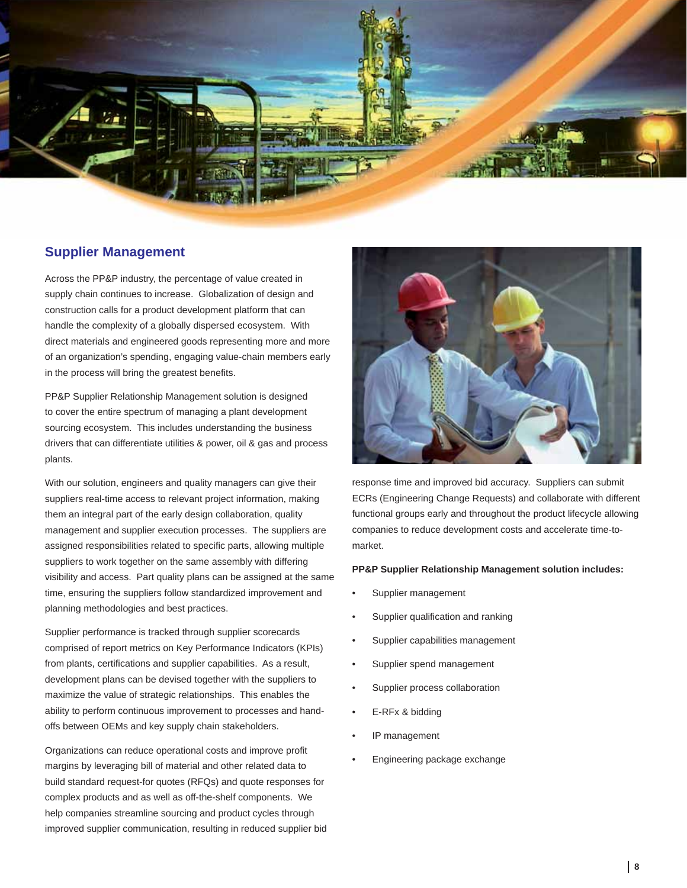## Supplier Management

Across the PP&P industry, the percentage of value created in supply chain continues to increase. Globalization of design and construction calls for a product development platform that can handle the complexity of a globally dispersed ecosystem. With direct materials and engineered goods representing more and more of an organization's spending, engaging value-chain members early in the process will bring the greatest benefits.

PP&P Supplier Relationship Management solution is designed to cover the entire spectrum of managing a plant development sourcing ecosystem. This includes understanding the business drivers that can differentiate utilities & power, oil & gas and process plants.

With our solution, engineers and quality managers can give their suppliers real-time access to relevant project information, making them an integral part of the early design collaboration, quality management and supplier execution processes. The suppliers are assigned responsibilities related to specific parts, allowing multiple suppliers to work together on the same assembly with differing visibility and access. Part quality plans can be assigned at the same time, ensuring the suppliers follow standardized improvement and planning methodologies and best practices.

Supplier performance is tracked through supplier scorecards comprised of report metrics on Key Performance Indicators (KPIs) from plants, certifications and supplier capabilities. As a result, development plans can be devised together with the suppliers to maximize the value of strategic relationships. This enables the ability to perform continuous improvement to processes and hand-offs between OEMs and key supply chain stakeholders.

Organizations can reduce operational costs and improve profit margins by leveraging bill of material and other related data to build standard request-for quotes (RFQs) and quote responses for complex products and as well as off-the-shelf components. We help companies streamline sourcing and product cycles through improved supplier communication, resulting in reduced supplier bid response time and improved bid accuracy. Suppliers can submit ECRs (Engineering Change Requests) and collaborate with different functional groups early and throughout the product lifecycle allowing companies to reduce development costs and accelerate time-to-market.

**PP&P Supplier Relationship Management solution includes:**

- Supplier management
- Supplier qualification and ranking
- Supplier capabilities management
- Supplier spend management
- Supplier process collaboration
- E-RFx & bidding
- IP management
- Engineering package exchange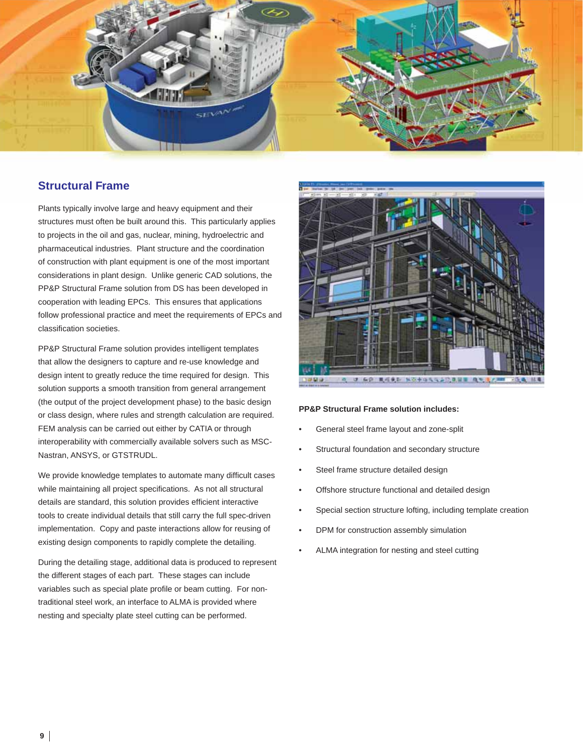## Structural Frame

Plants typically involve large and heavy equipment and their structures must often be built around this. This particularly applies to projects in the oil and gas, nuclear, mining, hydroelectric and pharmaceutical industries. Plant structure and the coordination of construction with plant equipment is one of the most important considerations in plant design. Unlike generic CAD solutions, the PP&P Structural Frame solution from DS has been developed in cooperation with leading EPCs. This ensures that applications follow professional practice and meet the requirements of EPCs and classification societies.

PP&P Structural Frame solution provides intelligent templates that allow the designers to capture and re-use knowledge and design intent to greatly reduce the time required for design. This solution supports a smooth transition from general arrangement (the output of the project development phase) to the basic design or class design, where rules and strength calculation are required. FEM analysis can be carried out either by CATIA or through interoperability with commercially available solvers such as MSC-Nastran, ANSYS, or GTSTRUDL.

We provide knowledge templates to automate many difficult cases while maintaining all project specifications. As not all structural details are standard, this solution provides efficient interactive tools to create individual details that still carry the full spec-driven implementation. Copy and paste interactions allow for reusing of existing design components to rapidly complete the detailing.

During the detailing stage, additional data is produced to represent the different stages of each part. These stages can include variables such as special plate profile or beam cutting. For non-traditional steel work, an interface to ALMA is provided where nesting and specialty plate steel cutting can be performed.

**PP&P Structural Frame solution includes:**

- General steel frame layout and zone-split
- Structural foundation and secondary structure
- Steel frame structure detailed design
- Offshore structure functional and detailed design
- Special section structure lofting, including template creation
- DPM for construction assembly simulation
- ALMA integration for nesting and steel cutting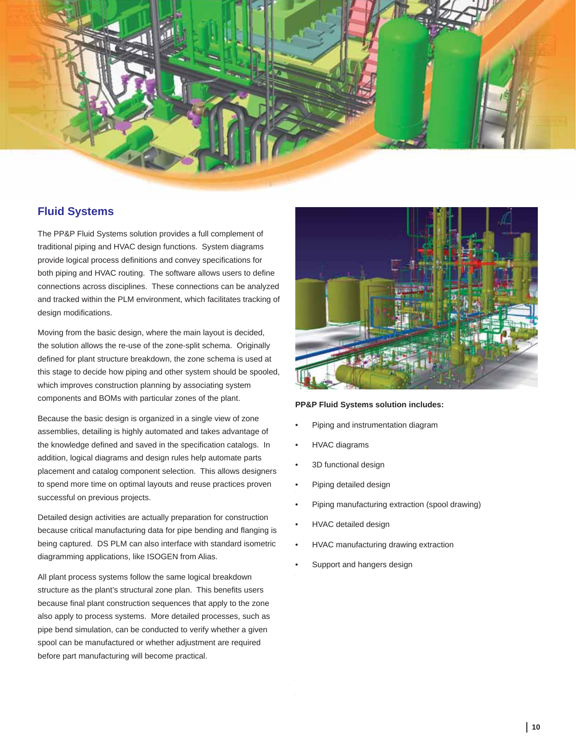## Fluid Systems

The PP&P Fluid Systems solution provides a full complement of traditional piping and HVAC design functions. System diagrams provide logical process definitions and convey specifications for both piping and HVAC routing. The software allows users to define connections across disciplines. These connections can be analyzed and tracked within the PLM environment, which facilitates tracking of design modifications.

Moving from the basic design, where the main layout is decided, the solution allows the re-use of the zone-split schema. Originally defined for plant structure breakdown, the zone schema is used at this stage to decide how piping and other system should be spooled, which improves construction planning by associating system components and BOMs with particular zones of the plant.

Because the basic design is organized in a single view of zone assemblies, detailing is highly automated and takes advantage of the knowledge defined and saved in the specification catalogs. In addition, logical diagrams and design rules help automate parts placement and catalog component selection. This allows designers to spend more time on optimal layouts and reuse practices proven successful on previous projects.

Detailed design activities are actually preparation for construction because critical manufacturing data for pipe bending and flanging is being captured. DS PLM can also interface with standard isometric diagramming applications, like ISOGEN from Alias.

All plant process systems follow the same logical breakdown structure as the plant's structural zone plan. This benefits users because final plant construction sequences that apply to the zone also apply to process systems. More detailed processes, such as pipe bend simulation, can be conducted to verify whether a given spool can be manufactured or whether adjustment are required before part manufacturing will become practical.

**PP&P Fluid Systems solution includes:**

- Piping and instrumentation diagram
- HVAC diagrams
- 3D functional design
- Piping detailed design
- Piping manufacturing extraction (spool drawing)
- HVAC detailed design
- HVAC manufacturing drawing extraction
- Support and hangers design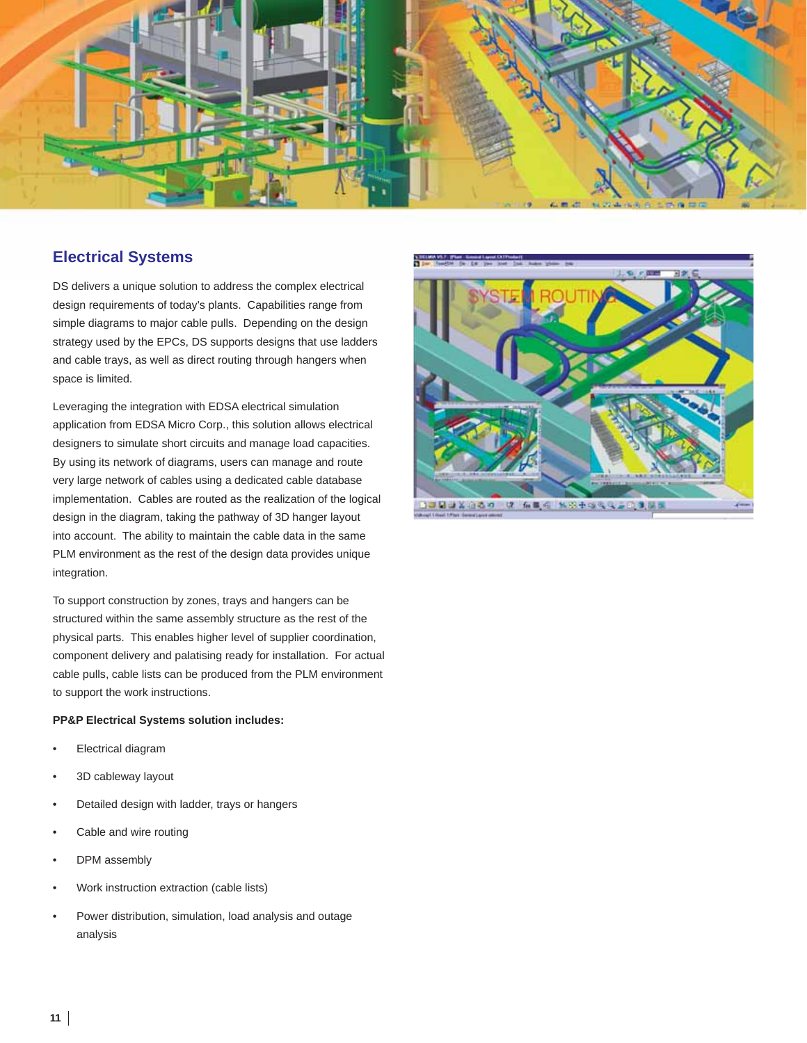## Electrical Systems

DS delivers a unique solution to address the complex electrical design requirements of today's plants. Capabilities range from simple diagrams to major cable pulls. Depending on the design strategy used by the EPCs, DS supports designs that use ladders and cable trays, as well as direct routing through hangers when space is limited.

Leveraging the integration with EDSA electrical simulation application from EDSA Micro Corp., this solution allows electrical designers to simulate short circuits and manage load capacities. By using its network of diagrams, users can manage and route very large network of cables using a dedicated cable database implementation. Cables are routed as the realization of the logical design in the diagram, taking the pathway of 3D hanger layout into account. The ability to maintain the cable data in the same PLM environment as the rest of the design data provides unique integration.

To support construction by zones, trays and hangers can be structured within the same assembly structure as the rest of the physical parts. This enables higher level of supplier coordination, component delivery and palatising ready for installation. For actual cable pulls, cable lists can be produced from the PLM environment to support the work instructions.

**PP&P Electrical Systems solution includes:**

- Electrical diagram
- 3D cableway layout
- Detailed design with ladder, trays or hangers
- Cable and wire routing
- DPM assembly
- Work instruction extraction (cable lists)
- Power distribution, simulation, load analysis and outage analysis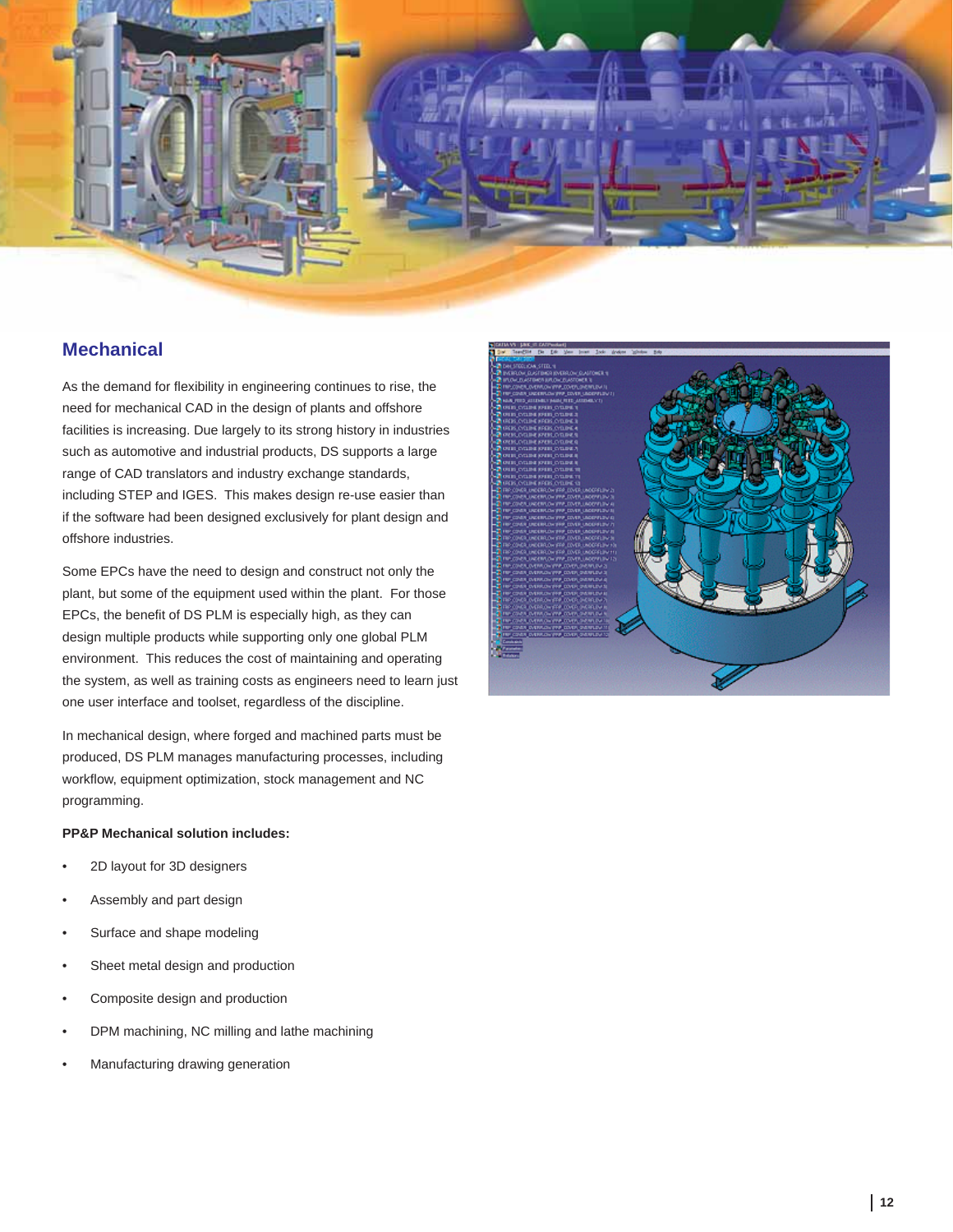## Mechanical

As the demand for flexibility in engineering continues to rise, the need for mechanical CAD in the design of plants and offshore facilities is increasing. Due largely to its strong history in industries such as automotive and industrial products, DS supports a large range of CAD translators and industry exchange standards, including STEP and IGES. This makes design re-use easier than if the software had been designed exclusively for plant design and offshore industries.

Some EPCs have the need to design and construct not only the plant, but some of the equipment used within the plant. For those EPCs, the benefit of DS PLM is especially high, as they can design multiple products while supporting only one global PLM environment. This reduces the cost of maintaining and operating the system, as well as training costs as engineers need to learn just one user interface and toolset, regardless of the discipline.

In mechanical design, where forged and machined parts must be produced, DS PLM manages manufacturing processes, including workflow, equipment optimization, stock management and NC programming.

**PP&P Mechanical solution includes:**

- 2D layout for 3D designers
- Assembly and part design
- Surface and shape modeling
- Sheet metal design and production
- Composite design and production
- DPM machining, NC milling and lathe machining
- Manufacturing drawing generation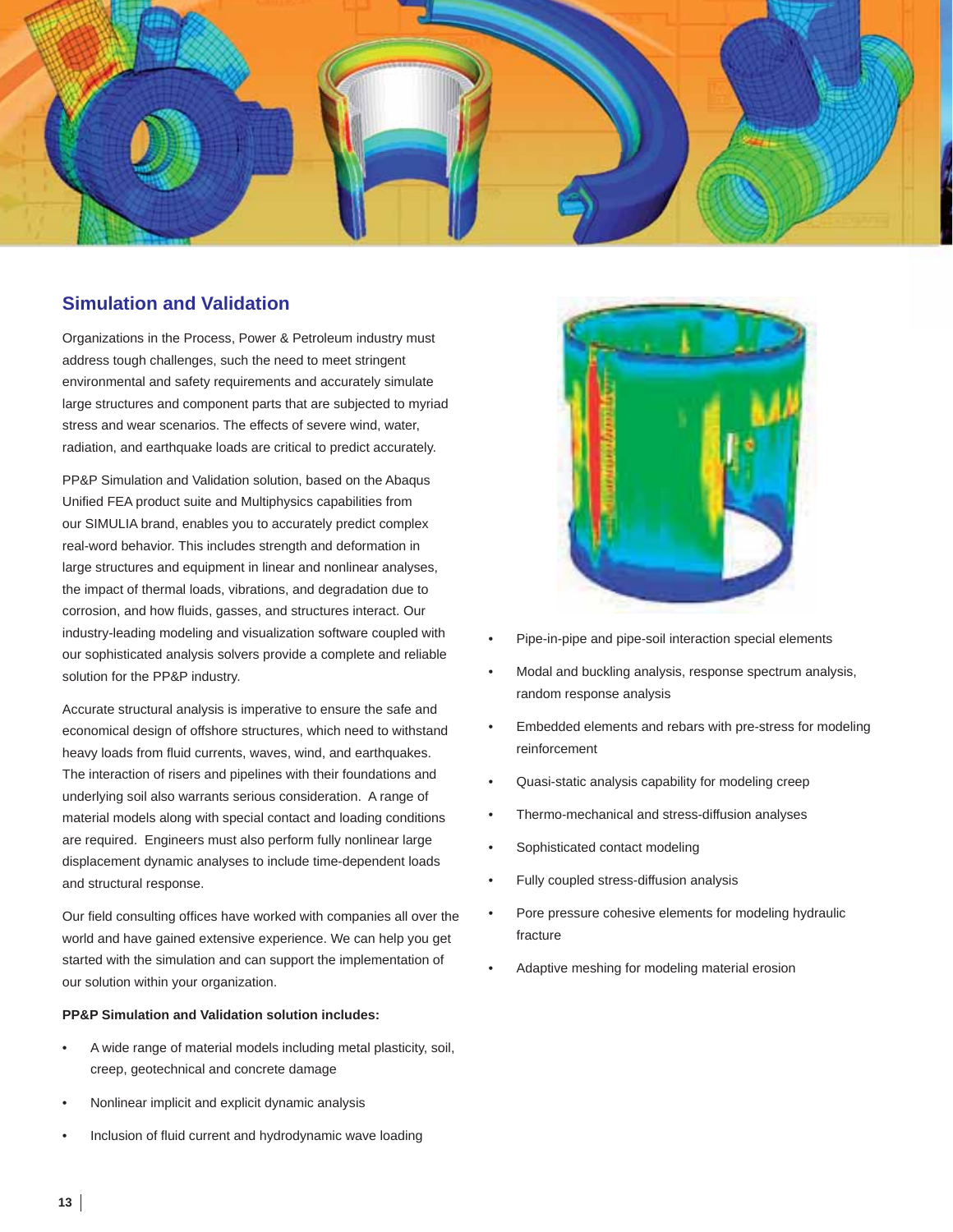## Simulation and Validation

Organizations in the Process, Power & Petroleum industry must address tough challenges, such the need to meet stringent environmental and safety requirements and accurately simulate large structures and component parts that are subjected to myriad stress and wear scenarios. The effects of severe wind, water, radiation, and earthquake loads are critical to predict accurately.

PP&P Simulation and Validation solution, based on the Abaqus Unified FEA product suite and Multiphysics capabilities from our SIMULIA brand, enables you to accurately predict complex real-word behavior. This includes strength and deformation in large structures and equipment in linear and nonlinear analyses, the impact of thermal loads, vibrations, and degradation due to corrosion, and how fluids, gasses, and structures interact. Our industry-leading modeling and visualization software coupled with our sophisticated analysis solvers provide a complete and reliable solution for the PP&P industry.

Accurate structural analysis is imperative to ensure the safe and economical design of offshore structures, which need to withstand heavy loads from fluid currents, waves, wind, and earthquakes. The interaction of risers and pipelines with their foundations and underlying soil also warrants serious consideration. A range of material models along with special contact and loading conditions are required. Engineers must also perform fully nonlinear large displacement dynamic analyses to include time-dependent loads and structural response.

Our field consulting offices have worked with companies all over the world and have gained extensive experience. We can help you get started with the simulation and can support the implementation of our solution within your organization.

**PP&P Simulation and Validation solution includes:**

- A wide range of material models including metal plasticity, soil, creep, geotechnical and concrete damage
- Nonlinear implicit and explicit dynamic analysis
- Inclusion of fluid current and hydrodynamic wave loading
- Pipe-in-pipe and pipe-soil interaction special elements
- Modal and buckling analysis, response spectrum analysis, random response analysis
- Embedded elements and rebars with pre-stress for modeling reinforcement
- Quasi-static analysis capability for modeling creep
- Thermo-mechanical and stress-diffusion analyses
- Sophisticated contact modeling
- Fully coupled stress-diffusion analysis
- Pore pressure cohesive elements for modeling hydraulic fracture
- Adaptive meshing for modeling material erosion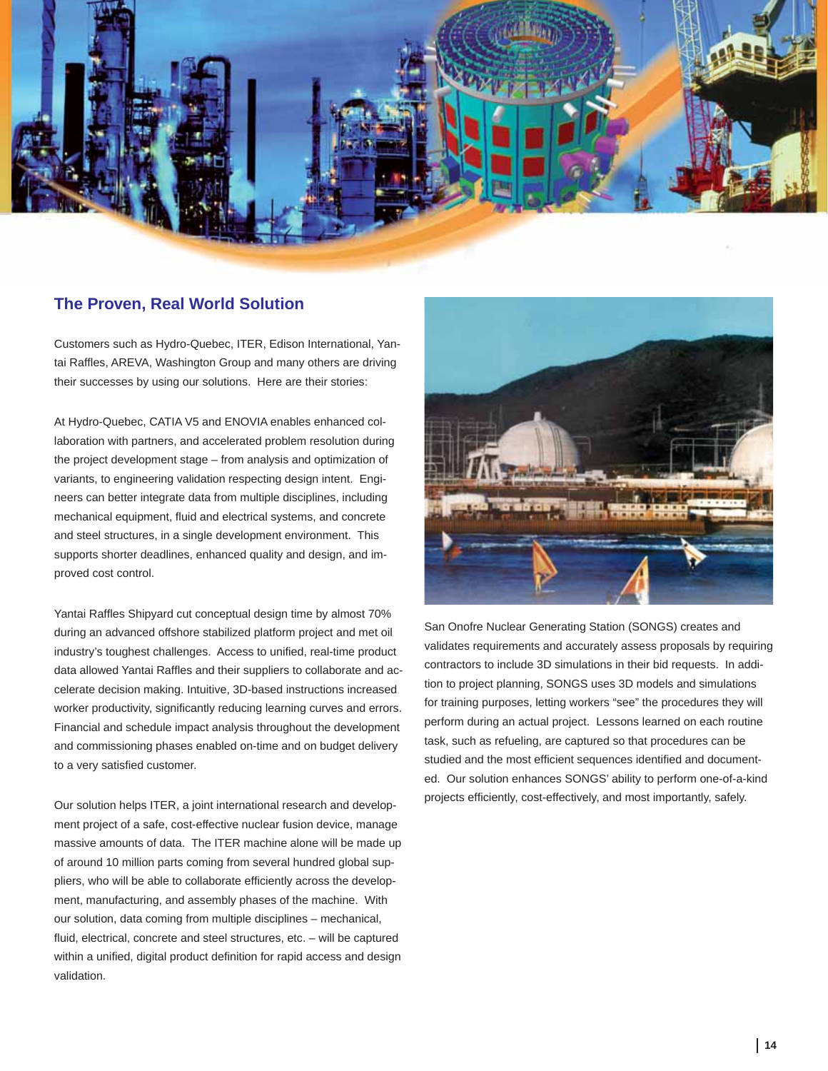## The Proven, Real World Solution

Customers such as Hydro-Quebec, ITER, Edison International, Yantai Raffles, AREVA, Washington Group and many others are driving their successes by using our solutions. Here are their stories:

At Hydro-Quebec, CATIA V5 and ENOVIA enables enhanced collaboration with partners, and accelerated problem resolution during the project development stage – from analysis and optimization of variants, to engineering validation respecting design intent. Engineers can better integrate data from multiple disciplines, including mechanical equipment, fluid and electrical systems, and concrete and steel structures, in a single development environment. This supports shorter deadlines, enhanced quality and design, and improved cost control.

Yantai Raffles Shipyard cut conceptual design time by almost 70% during an advanced offshore stabilized platform project and met oil industry's toughest challenges. Access to unified, real-time product data allowed Yantai Raffles and their suppliers to collaborate and accelerate decision making. Intuitive, 3D-based instructions increased worker productivity, significantly reducing learning curves and errors. Financial and schedule impact analysis throughout the development and commissioning phases enabled on-time and on budget delivery to a very satisfied customer.

Our solution helps ITER, a joint international research and development project of a safe, cost-effective nuclear fusion device, manage massive amounts of data. The ITER machine alone will be made up of around 10 million parts coming from several hundred global suppliers, who will be able to collaborate efficiently across the development, manufacturing, and assembly phases of the machine. With our solution, data coming from multiple disciplines – mechanical, fluid, electrical, concrete and steel structures, etc. – will be captured within a unified, digital product definition for rapid access and design validation.

San Onofre Nuclear Generating Station (SONGS) creates and validates requirements and accurately assess proposals by requiring contractors to include 3D simulations in their bid requests. In addition to project planning, SONGS uses 3D models and simulations for training purposes, letting workers "see" the procedures they will perform during an actual project. Lessons learned on each routine task, such as refueling, are captured so that procedures can be studied and the most efficient sequences identified and documented. Our solution enhances SONGS' ability to perform one-of-a-kind projects efficiently, cost-effectively, and most importantly, safely.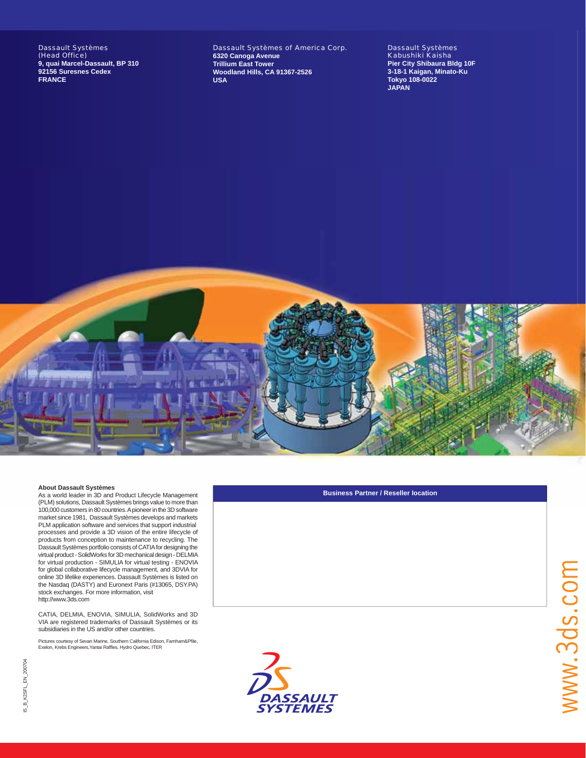Dassault Systèmes
(Head Office)
**9, quai Marcel-Dassault, BP 310**
**92156 Suresnes Cedex**
**FRANCE**

Dassault Systèmes of America Corp.
**6320 Canoga Avenue**
**Trillium East Tower**
**Woodland Hills, CA 91367-2526**
**USA**

Dassault Systèmes
Kabushiki Kaisha
**Pier City Shibaura Bldg 10F**
**3-18-1 Kaigan, Minato-Ku**
**Tokyo 108-0022**
**JAPAN**

**About Dassault Systèmes**
As a world leader in 3D and Product Lifecycle Management (PLM) solutions, Dassault Systèmes brings value to more than 100,000 customers in 80 countries. A pioneer in the 3D software market since 1981, Dassault Systèmes develops and markets PLM application software and services that support industrial processes and provide a 3D vision of the entire lifecycle of products from conception to maintenance to recycling. The Dassault Systèmes portfolio consists of CATIA for designing the virtual product - SolidWorks for 3D mechanical design - DELMIA for virtual production - SIMULIA for virtual testing - ENOVIA for global collaborative lifecycle management, and 3DVIA for online 3D lifelike experiences. Dassault Systèmes is listed on the Nasdaq (DASTY) and Euronext Paris (#13065, DSY.PA) stock exchanges. For more information, visit http://www.3ds.com

CATIA, DELMIA, ENOVIA, SIMULIA, SolidWorks and 3D VIA are registered trademarks of Dassault Systèmes or its subsidiaries in the US and/or other countries.

Pictures courtesy of Sevan Marine, Southern California Edison, Farnham&Pfile, Exelon, Krebs Engineers, Yantai Raffles, Hydro Quebec, ITER

IS_B_K2SFL_EN_200704

**Business Partner / Reseller location**

DASSAULT SYSTEMES

www.3ds.com